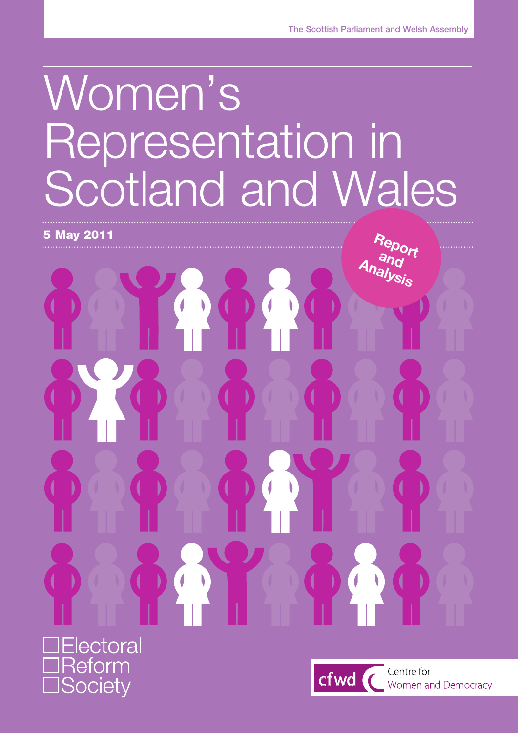The Scottish Parliament and Welsh Assembly

# Women's Representation in Scotland and Wales

**5 May 2011**

**Report and Analysis**

Electoral Reform Society

cfwd Centre for Women and Democracy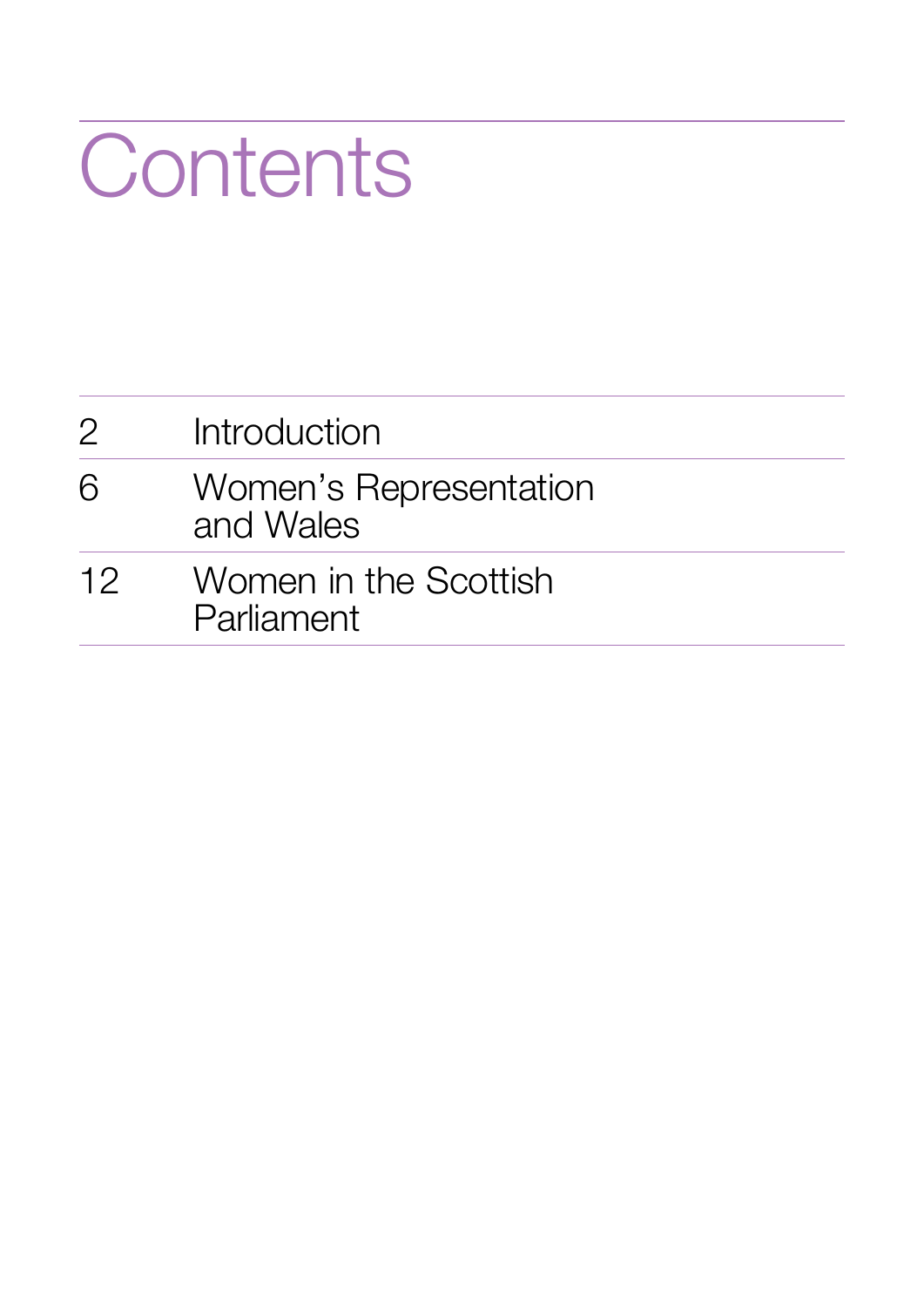# Contents

| | |
|---|---|
| 2 | Introduction |
| 6 | Women's Representation and Wales |
| 12 | Women in the Scottish Parliament |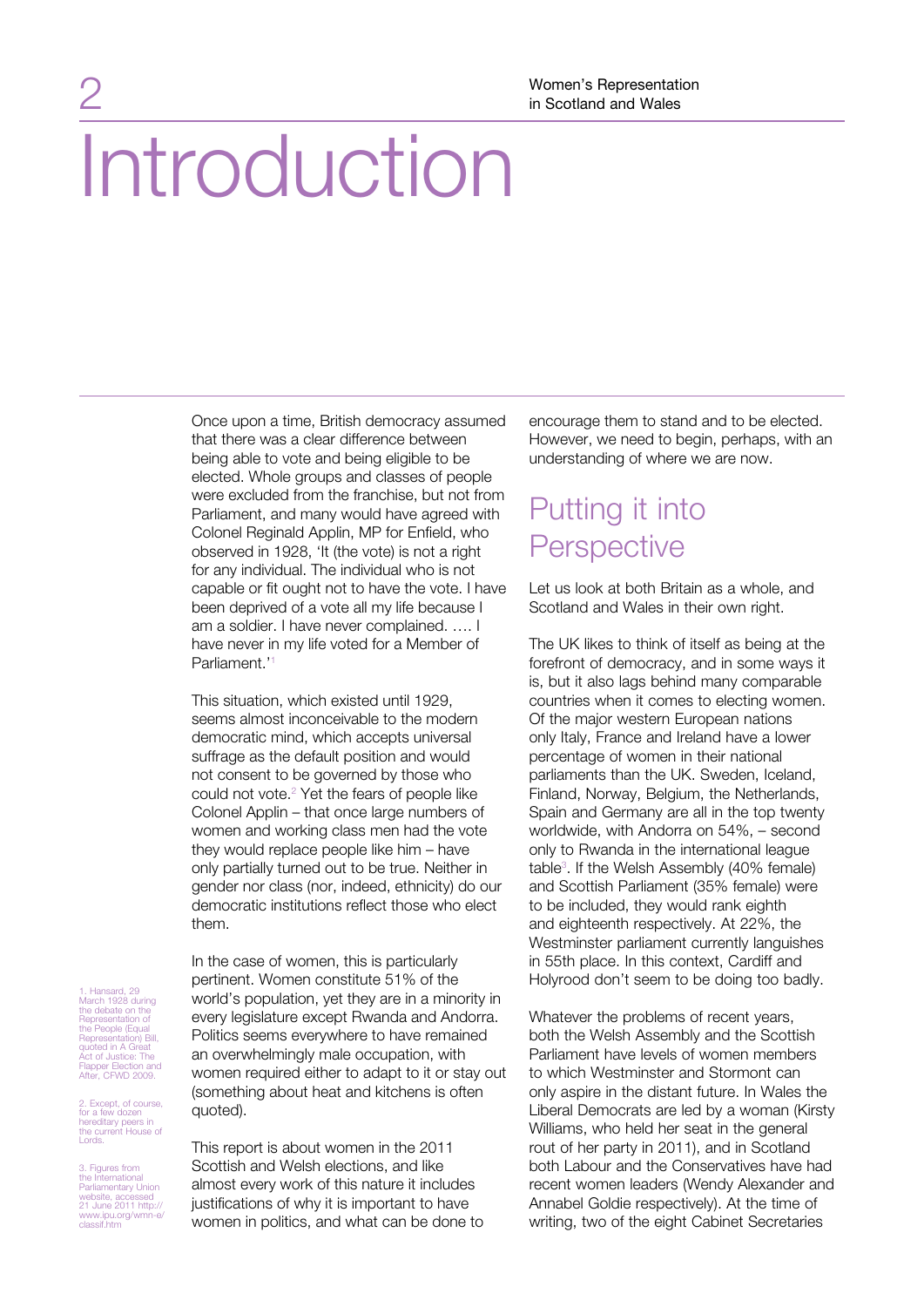# 2 Introduction

Once upon a time, British democracy assumed that there was a clear difference between being able to vote and being eligible to be elected. Whole groups and classes of people were excluded from the franchise, but not from Parliament, and many would have agreed with Colonel Reginald Applin, MP for Enfield, who observed in 1928, 'It (the vote) is not a right for any individual. The individual who is not capable or fit ought not to have the vote. I have been deprived of a vote all my life because I am a soldier. I have never complained. …. I have never in my life voted for a Member of Parliament.'[1]

This situation, which existed until 1929, seems almost inconceivable to the modern democratic mind, which accepts universal suffrage as the default position and would not consent to be governed by those who could not vote.[2] Yet the fears of people like Colonel Applin – that once large numbers of women and working class men had the vote they would replace people like him – have only partially turned out to be true. Neither in gender nor class (nor, indeed, ethnicity) do our democratic institutions reflect those who elect them.

In the case of women, this is particularly pertinent. Women constitute 51% of the world's population, yet they are in a minority in every legislature except Rwanda and Andorra. Politics seems everywhere to have remained an overwhelmingly male occupation, with women required either to adapt to it or stay out (something about heat and kitchens is often quoted).

This report is about women in the 2011 Scottish and Welsh elections, and like almost every work of this nature it includes justifications of why it is important to have women in politics, and what can be done to encourage them to stand and to be elected. However, we need to begin, perhaps, with an understanding of where we are now.

## Putting it into Perspective

Let us look at both Britain as a whole, and Scotland and Wales in their own right.

The UK likes to think of itself as being at the forefront of democracy, and in some ways it is, but it also lags behind many comparable countries when it comes to electing women. Of the major western European nations only Italy, France and Ireland have a lower percentage of women in their national parliaments than the UK. Sweden, Iceland, Finland, Norway, Belgium, the Netherlands, Spain and Germany are all in the top twenty worldwide, with Andorra on 54%, – second only to Rwanda in the international league table[3]. If the Welsh Assembly (40% female) and Scottish Parliament (35% female) were to be included, they would rank eighth and eighteenth respectively. At 22%, the Westminster parliament currently languishes in 55th place. In this context, Cardiff and Holyrood don't seem to be doing too badly.

Whatever the problems of recent years, both the Welsh Assembly and the Scottish Parliament have levels of women members to which Westminster and Stormont can only aspire in the distant future. In Wales the Liberal Democrats are led by a woman (Kirsty Williams, who held her seat in the general rout of her party in 2011), and in Scotland both Labour and the Conservatives have had recent women leaders (Wendy Alexander and Annabel Goldie respectively). At the time of writing, two of the eight Cabinet Secretaries

1. Hansard, 29 March 1928 during the debate on the Representation of the People (Equal Representation) Bill, quoted in A Great Act of Justice: The Flapper Election and After, CFWD 2009.

2. Except, of course, for a few dozen hereditary peers in the current House of Lords.

3. Figures from the International Parliamentary Union website, accessed 21 June 2011 http://www.ipu.org/wmn-e/classif.htm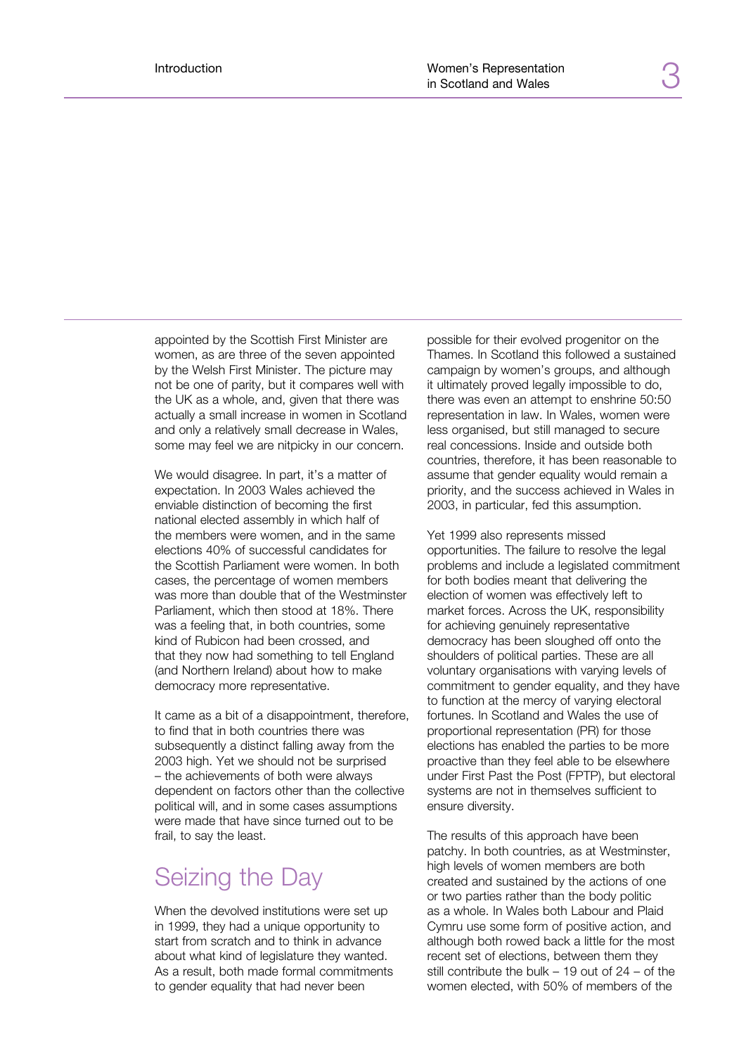appointed by the Scottish First Minister are women, as are three of the seven appointed by the Welsh First Minister. The picture may not be one of parity, but it compares well with the UK as a whole, and, given that there was actually a small increase in women in Scotland and only a relatively small decrease in Wales, some may feel we are nitpicky in our concern.

We would disagree. In part, it's a matter of expectation. In 2003 Wales achieved the enviable distinction of becoming the first national elected assembly in which half of the members were women, and in the same elections 40% of successful candidates for the Scottish Parliament were women. In both cases, the percentage of women members was more than double that of the Westminster Parliament, which then stood at 18%. There was a feeling that, in both countries, some kind of Rubicon had been crossed, and that they now had something to tell England (and Northern Ireland) about how to make democracy more representative.

It came as a bit of a disappointment, therefore, to find that in both countries there was subsequently a distinct falling away from the 2003 high. Yet we should not be surprised – the achievements of both were always dependent on factors other than the collective political will, and in some cases assumptions were made that have since turned out to be frail, to say the least.

## Seizing the Day

When the devolved institutions were set up in 1999, they had a unique opportunity to start from scratch and to think in advance about what kind of legislature they wanted. As a result, both made formal commitments to gender equality that had never been possible for their evolved progenitor on the Thames. In Scotland this followed a sustained campaign by women's groups, and although it ultimately proved legally impossible to do, there was even an attempt to enshrine 50:50 representation in law. In Wales, women were less organised, but still managed to secure real concessions. Inside and outside both countries, therefore, it has been reasonable to assume that gender equality would remain a priority, and the success achieved in Wales in 2003, in particular, fed this assumption.

Yet 1999 also represents missed opportunities. The failure to resolve the legal problems and include a legislated commitment for both bodies meant that delivering the election of women was effectively left to market forces. Across the UK, responsibility for achieving genuinely representative democracy has been sloughed off onto the shoulders of political parties. These are all voluntary organisations with varying levels of commitment to gender equality, and they have to function at the mercy of varying electoral fortunes. In Scotland and Wales the use of proportional representation (PR) for those elections has enabled the parties to be more proactive than they feel able to be elsewhere under First Past the Post (FPTP), but electoral systems are not in themselves sufficient to ensure diversity.

The results of this approach have been patchy. In both countries, as at Westminster, high levels of women members are both created and sustained by the actions of one or two parties rather than the body politic as a whole. In Wales both Labour and Plaid Cymru use some form of positive action, and although both rowed back a little for the most recent set of elections, between them they still contribute the bulk – 19 out of 24 – of the women elected, with 50% of members of the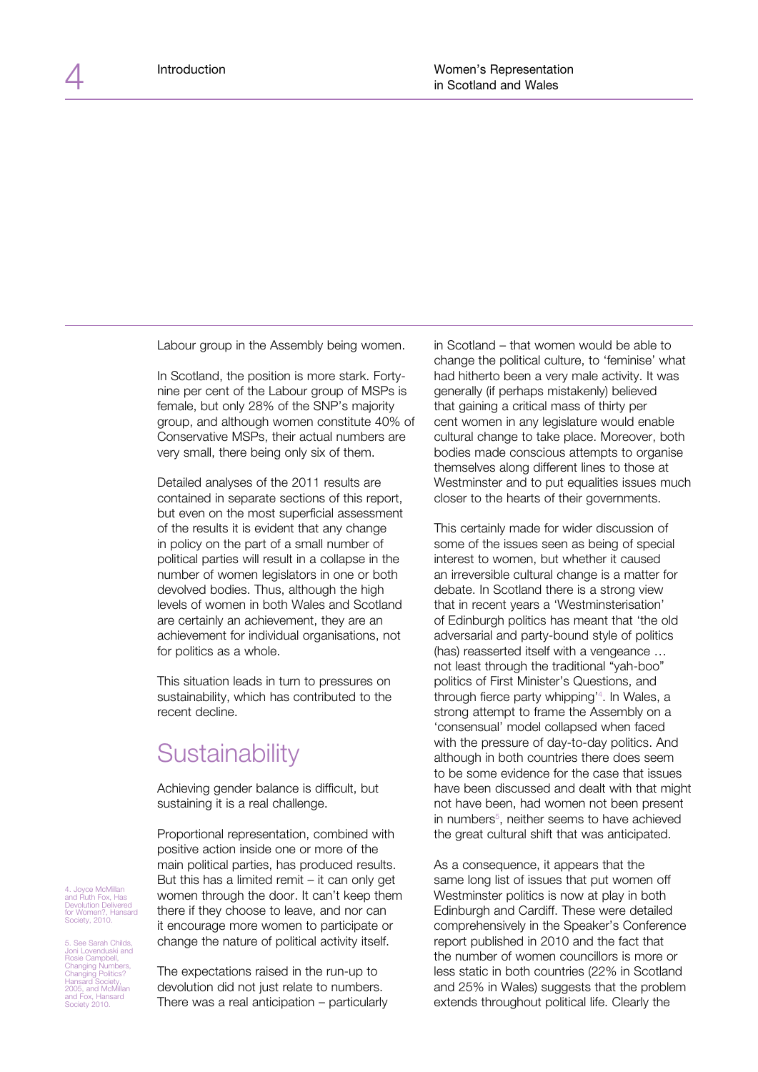Labour group in the Assembly being women.

In Scotland, the position is more stark. Forty-nine per cent of the Labour group of MSPs is female, but only 28% of the SNP's majority group, and although women constitute 40% of Conservative MSPs, their actual numbers are very small, there being only six of them.

Detailed analyses of the 2011 results are contained in separate sections of this report, but even on the most superficial assessment of the results it is evident that any change in policy on the part of a small number of political parties will result in a collapse in the number of women legislators in one or both devolved bodies. Thus, although the high levels of women in both Wales and Scotland are certainly an achievement, they are an achievement for individual organisations, not for politics as a whole.

This situation leads in turn to pressures on sustainability, which has contributed to the recent decline.

## Sustainability

Achieving gender balance is difficult, but sustaining it is a real challenge.

Proportional representation, combined with positive action inside one or more of the main political parties, has produced results. But this has a limited remit – it can only get women through the door. It can't keep them there if they choose to leave, and nor can it encourage more women to participate or change the nature of political activity itself.

The expectations raised in the run-up to devolution did not just relate to numbers. There was a real anticipation – particularly in Scotland – that women would be able to change the political culture, to 'feminise' what had hitherto been a very male activity. It was generally (if perhaps mistakenly) believed that gaining a critical mass of thirty per cent women in any legislature would enable cultural change to take place. Moreover, both bodies made conscious attempts to organise themselves along different lines to those at Westminster and to put equalities issues much closer to the hearts of their governments.

This certainly made for wider discussion of some of the issues seen as being of special interest to women, but whether it caused an irreversible cultural change is a matter for debate. In Scotland there is a strong view that in recent years a 'Westminsterisation' of Edinburgh politics has meant that 'the old adversarial and party-bound style of politics (has) reasserted itself with a vengeance … not least through the traditional "yah-boo" politics of First Minister's Questions, and through fierce party whipping'[4]. In Wales, a strong attempt to frame the Assembly on a 'consensual' model collapsed when faced with the pressure of day-to-day politics. And although in both countries there does seem to be some evidence for the case that issues have been discussed and dealt with that might not have been, had women not been present in numbers[5], neither seems to have achieved the great cultural shift that was anticipated.

As a consequence, it appears that the same long list of issues that put women off Westminster politics is now at play in both Edinburgh and Cardiff. These were detailed comprehensively in the Speaker's Conference report published in 2010 and the fact that the number of women councillors is more or less static in both countries (22% in Scotland and 25% in Wales) suggests that the problem extends throughout political life. Clearly the

4. Joyce McMillan and Ruth Fox, Has Devolution Delivered for Women?, Hansard Society, 2010.

5. See Sarah Childs, Joni Lovenduski and Rosie Campbell, Changing Numbers, Changing Politics? Hansard Society, 2005, and McMillan and Fox, Hansard Society 2010.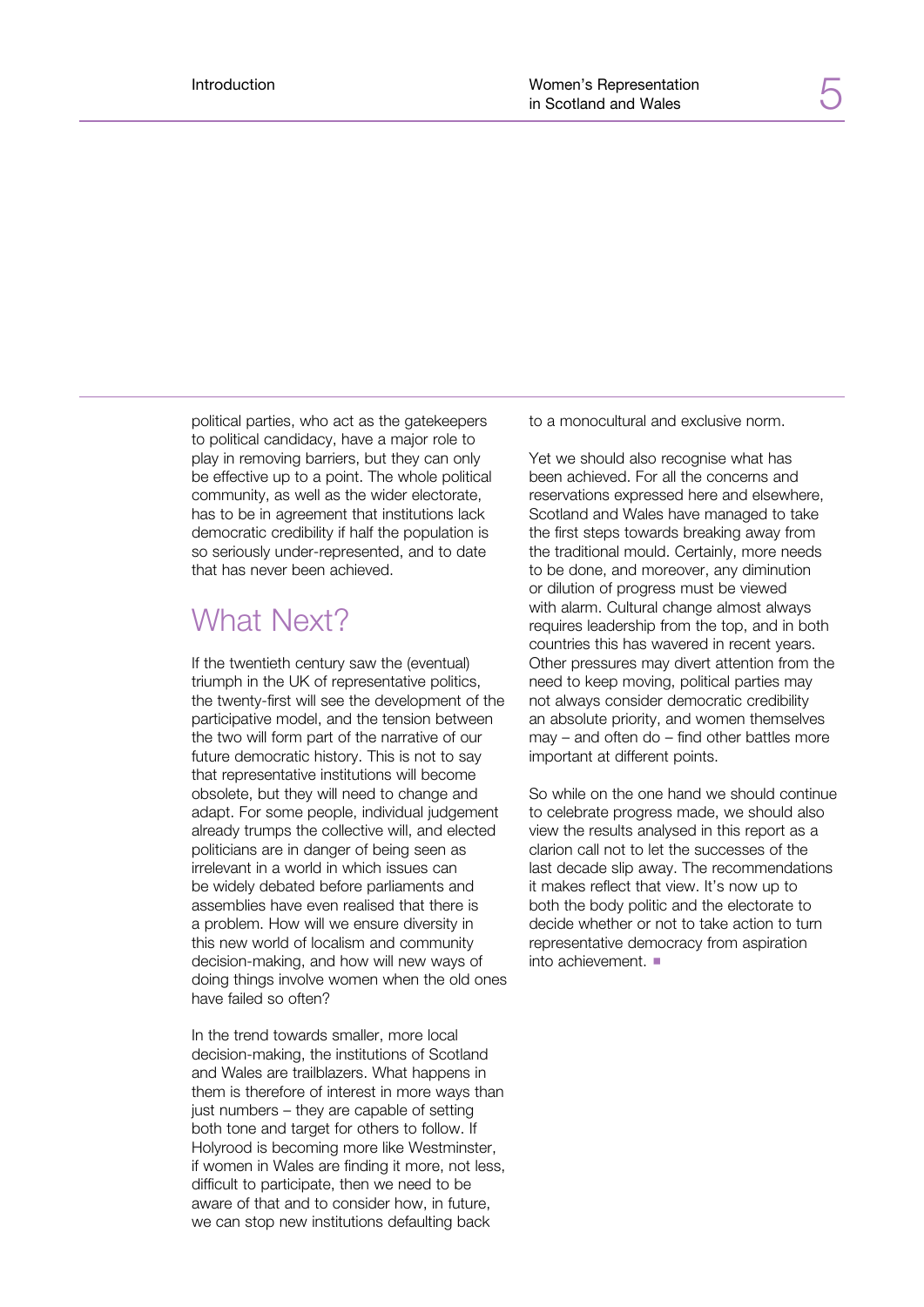political parties, who act as the gatekeepers to political candidacy, have a major role to play in removing barriers, but they can only be effective up to a point. The whole political community, as well as the wider electorate, has to be in agreement that institutions lack democratic credibility if half the population is so seriously under-represented, and to date that has never been achieved.

## What Next?

If the twentieth century saw the (eventual) triumph in the UK of representative politics, the twenty-first will see the development of the participative model, and the tension between the two will form part of the narrative of our future democratic history. This is not to say that representative institutions will become obsolete, but they will need to change and adapt. For some people, individual judgement already trumps the collective will, and elected politicians are in danger of being seen as irrelevant in a world in which issues can be widely debated before parliaments and assemblies have even realised that there is a problem. How will we ensure diversity in this new world of localism and community decision-making, and how will new ways of doing things involve women when the old ones have failed so often?

In the trend towards smaller, more local decision-making, the institutions of Scotland and Wales are trailblazers. What happens in them is therefore of interest in more ways than just numbers – they are capable of setting both tone and target for others to follow. If Holyrood is becoming more like Westminster, if women in Wales are finding it more, not less, difficult to participate, then we need to be aware of that and to consider how, in future, we can stop new institutions defaulting back to a monocultural and exclusive norm.

Yet we should also recognise what has been achieved. For all the concerns and reservations expressed here and elsewhere, Scotland and Wales have managed to take the first steps towards breaking away from the traditional mould. Certainly, more needs to be done, and moreover, any diminution or dilution of progress must be viewed with alarm. Cultural change almost always requires leadership from the top, and in both countries this has wavered in recent years. Other pressures may divert attention from the need to keep moving, political parties may not always consider democratic credibility an absolute priority, and women themselves may – and often do – find other battles more important at different points.

So while on the one hand we should continue to celebrate progress made, we should also view the results analysed in this report as a clarion call not to let the successes of the last decade slip away. The recommendations it makes reflect that view. It's now up to both the body politic and the electorate to decide whether or not to take action to turn representative democracy from aspiration into achievement. ■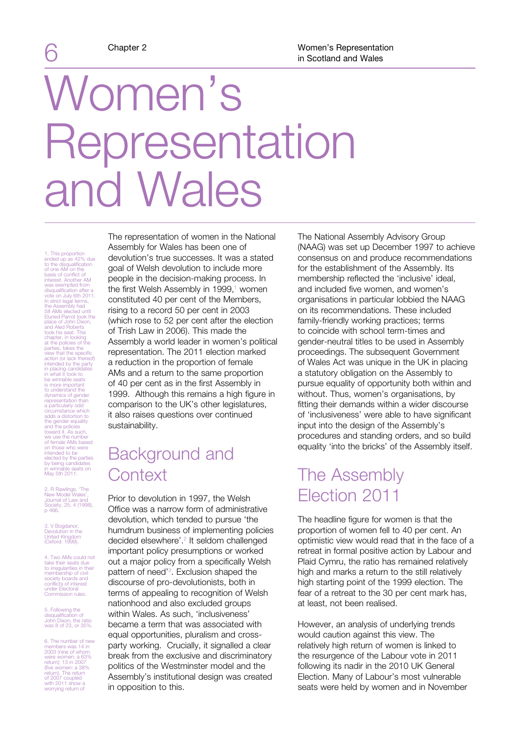# Women's Representation and Wales

The representation of women in the National Assembly for Wales has been one of devolution's true successes. It was a stated goal of Welsh devolution to include more people in the decision-making process. In the first Welsh Assembly in 1999,[1] women constituted 40 per cent of the Members, rising to a record 50 per cent in 2003 (which rose to 52 per cent after the election of Trish Law in 2006). This made the Assembly a world leader in women's political representation. The 2011 election marked a reduction in the proportion of female AMs and a return to the same proportion of 40 per cent as in the first Assembly in 1999. Although this remains a high figure in comparison to the UK's other legislatures, it also raises questions over continued sustainability.

## Background and Context

Prior to devolution in 1997, the Welsh Office was a narrow form of administrative devolution, which tended to pursue 'the humdrum business of implementing policies decided elsewhere'.[2] It seldom challenged important policy presumptions or worked out a major policy from a specifically Welsh pattern of need'[3]. Exclusion shaped the discourse of pro-devolutionists, both in terms of appealing to recognition of Welsh nationhood and also excluded groups within Wales. As such, 'inclusiveness' became a term that was associated with equal opportunities, pluralism and cross-party working. Crucially, it signalled a clear break from the exclusive and discriminatory politics of the Westminster model and the Assembly's institutional design was created in opposition to this.

The National Assembly Advisory Group (NAAG) was set up December 1997 to achieve consensus on and produce recommendations for the establishment of the Assembly. Its membership reflected the 'inclusive' ideal, and included five women, and women's organisations in particular lobbied the NAAG on its recommendations. These included family-friendly working practices; terms to coincide with school term-times and gender-neutral titles to be used in Assembly proceedings. The subsequent Government of Wales Act was unique in the UK in placing a statutory obligation on the Assembly to pursue equality of opportunity both within and without. Thus, women's organisations, by fitting their demands within a wider discourse of 'inclusiveness' were able to have significant input into the design of the Assembly's procedures and standing orders, and so build equality 'into the bricks' of the Assembly itself.

## The Assembly Election 2011

The headline figure for women is that the proportion of women fell to 40 per cent. An optimistic view would read that in the face of a retreat in formal positive action by Labour and Plaid Cymru, the ratio has remained relatively high and marks a return to the still relatively high starting point of the 1999 election. The fear of a retreat to the 30 per cent mark has, at least, not been realised.

However, an analysis of underlying trends would caution against this view. The relatively high return of women is linked to the resurgence of the Labour vote in 2011 following its nadir in the 2010 UK General Election. Many of Labour's most vulnerable seats were held by women and in November

---

1. This proportion ended up as 42% due to the disqualification of one AM on the basis of conflict of interest. Another AM was exempted from disqualification after a vote on July 6th 2011. In strict legal terms, the Assembly had 58 AMs elected until Eluned Parrot took the place of John Dixon, and Aled Roberts took his seat. This chapter, in looking at the policies of the parties, takes the view that the specific action (or lack thereof) intended by the party in placing candidates in what it took to be winnable seats is more important to understand the dynamics of gender representation than a particularly odd circumstance which adds a distortion to the gender equality and the policies toward it. As such, we use the number of female AMs based on those who were intended to be elected by the parties by being candidates in winnable seats on May 5th 2011.

2. R Rawlings, 'The New Model Wales', Journal of Law and Society, 25, 4 (1998), p 466.

3. V Bogdanor, Devolution in the United Kingdom (Oxford: 1999).

4. Two AMs could not take their seats due to irregularities in their membership of civil society boards and conflicts of interest under Electoral Commission rules.

5. Following the disqualification of John Dixon, the ratio was 8 of 23, or 35%.

6. The number of new members was 14 in 2003 (nine of whom were women: a 63% return); 13 in 2007 (five women: a 38% return). The return of 2007 coupled with 2011 show a worrying return of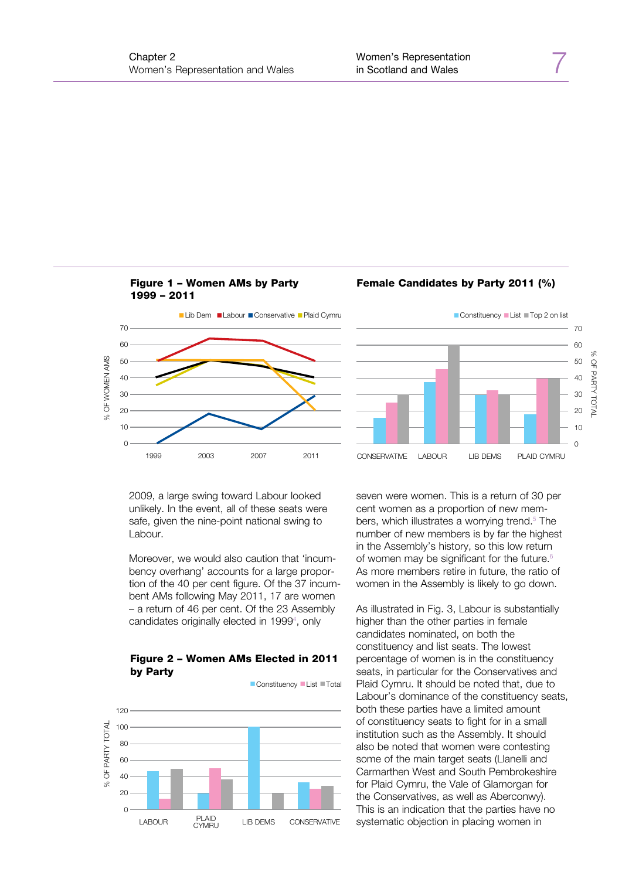**Figure 1 – Women AMs by Party 1999 – 2011**

**Female Candidates by Party 2011 (%)**

2009, a large swing toward Labour looked unlikely. In the event, all of these seats were safe, given the nine-point national swing to Labour.

Moreover, we would also caution that 'incumbency overhang' accounts for a large proportion of the 40 per cent figure. Of the 37 incumbent AMs following May 2011, 17 are women – a return of 46 per cent. Of the 23 Assembly candidates originally elected in 1999[4], only seven were women. This is a return of 30 per cent women as a proportion of new members, which illustrates a worrying trend.[5] The number of new members is by far the highest in the Assembly's history, so this low return of women may be significant for the future.[6] As more members retire in future, the ratio of women in the Assembly is likely to go down.

**Figure 2 – Women AMs Elected in 2011 by Party**

As illustrated in Fig. 3, Labour is substantially higher than the other parties in female candidates nominated, on both the constituency and list seats. The lowest percentage of women is in the constituency seats, in particular for the Conservatives and Plaid Cymru. It should be noted that, due to Labour's dominance of the constituency seats, both these parties have a limited amount of constituency seats to fight for in a small institution such as the Assembly. It should also be noted that women were contesting some of the main target seats (Llanelli and Carmarthen West and South Pembrokeshire for Plaid Cymru, the Vale of Glamorgan for the Conservatives, as well as Aberconwy). This is an indication that the parties have no systematic objection in placing women in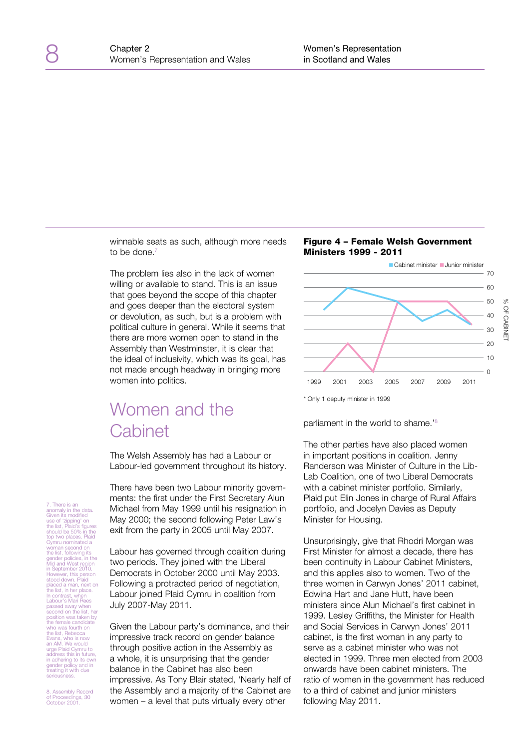winnable seats as such, although more needs to be done.[7]

The problem lies also in the lack of women willing or available to stand. This is an issue that goes beyond the scope of this chapter and goes deeper than the electoral system or devolution, as such, but is a problem with political culture in general. While it seems that there are more women open to stand in the Assembly than Westminster, it is clear that the ideal of inclusivity, which was its goal, has not made enough headway in bringing more women into politics.

## Women and the Cabinet

The Welsh Assembly has had a Labour or Labour-led government throughout its history.

There have been two Labour minority governments: the first under the First Secretary Alun Michael from May 1999 until his resignation in May 2000; the second following Peter Law's exit from the party in 2005 until May 2007.

Labour has governed through coalition during two periods. They joined with the Liberal Democrats in October 2000 until May 2003. Following a protracted period of negotiation, Labour joined Plaid Cymru in coalition from July 2007-May 2011.

Given the Labour party's dominance, and their impressive track record on gender balance through positive action in the Assembly as a whole, it is unsurprising that the gender balance in the Cabinet has also been impressive. As Tony Blair stated, 'Nearly half of the Assembly and a majority of the Cabinet are women – a level that puts virtually every other parliament in the world to shame.'[8]

**Figure 4 – Female Welsh Government Ministers 1999 - 2011**

Cabinet minister / Junior minister

% OF CABINET

0, 10, 20, 30, 40, 50, 60, 70

1999, 2001, 2003, 2005, 2007, 2009, 2011

\* Only 1 deputy minister in 1999

The other parties have also placed women in important positions in coalition. Jenny Randerson was Minister of Culture in the Lib-Lab Coalition, one of two Liberal Democrats with a cabinet minister portfolio. Similarly, Plaid put Elin Jones in charge of Rural Affairs portfolio, and Jocelyn Davies as Deputy Minister for Housing.

Unsurprisingly, give that Rhodri Morgan was First Minister for almost a decade, there has been continuity in Labour Cabinet Ministers, and this applies also to women. Two of the three women in Carwyn Jones' 2011 cabinet, Edwina Hart and Jane Hutt, have been ministers since Alun Michael's first cabinet in 1999. Lesley Griffiths, the Minister for Health and Social Services in Carwyn Jones' 2011 cabinet, is the first woman in any party to serve as a cabinet minister who was not elected in 1999. Three men elected from 2003 onwards have been cabinet ministers. The ratio of women in the government has reduced to a third of cabinet and junior ministers following May 2011.

7. There is an anomaly in the data. Given its modified use of 'zipping' on the list, Plaid's figures should be 50% in the top two places. Plaid Cymru nominated a woman second on the list, following its gender policies, in the Mid and West region in September 2010. However, this person stood down. Plaid placed a man, next on the list, in her place. In contrast, when Labour's Mari Rees passed away when second on the list, her position was taken by the female candidate who was fourth on the list, Rebecca Evans, who is now an AM. We would urge Plaid Cymru to address this in future, in adhering to its own gender policy and in treating it with due seriousness.

8. Assembly Record of Proceedings, 30 October 2001.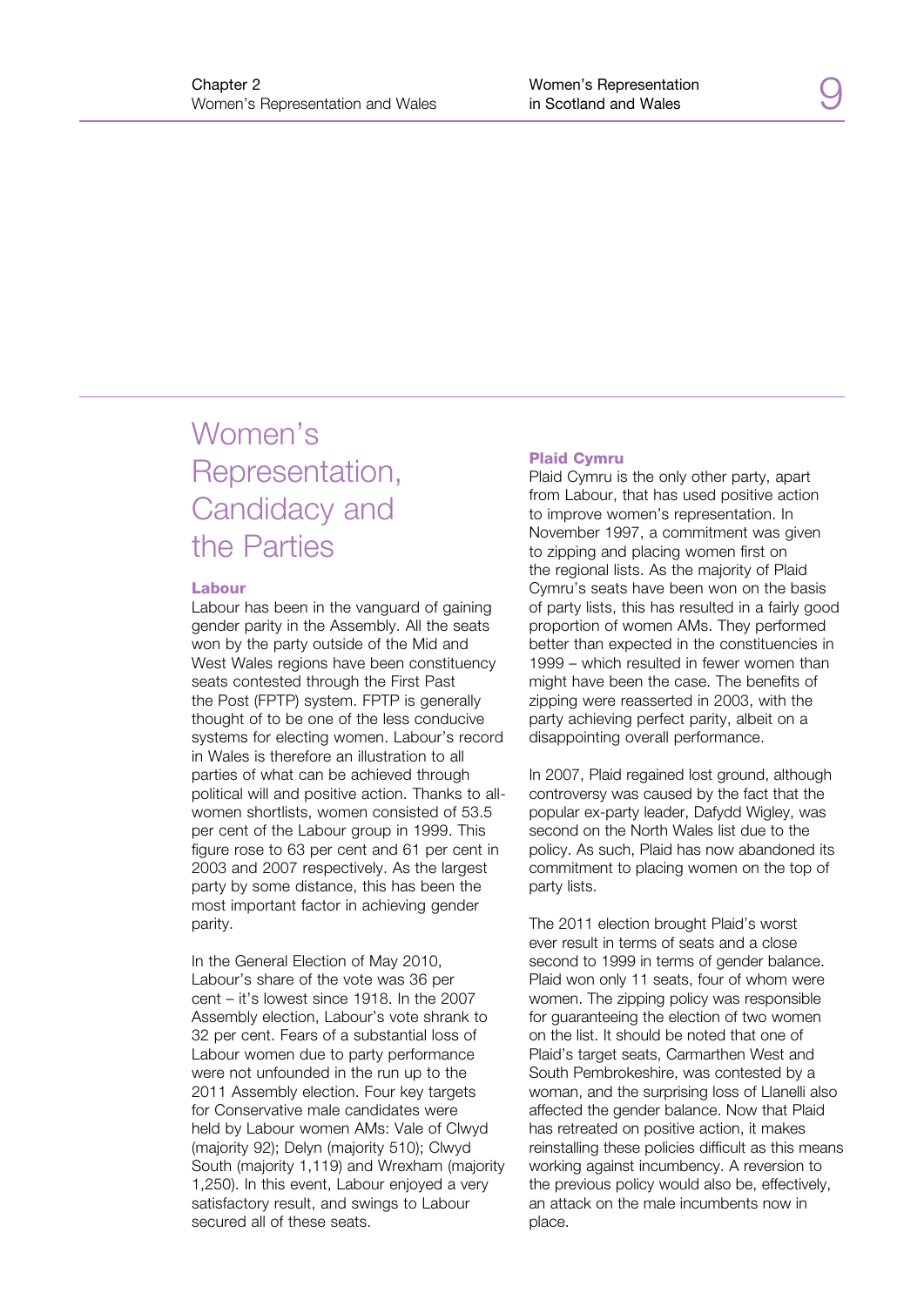# Women's Representation, Candidacy and the Parties

### Labour

Labour has been in the vanguard of gaining gender parity in the Assembly. All the seats won by the party outside of the Mid and West Wales regions have been constituency seats contested through the First Past the Post (FPTP) system. FPTP is generally thought of to be one of the less conducive systems for electing women. Labour's record in Wales is therefore an illustration to all parties of what can be achieved through political will and positive action. Thanks to all-women shortlists, women consisted of 53.5 per cent of the Labour group in 1999. This figure rose to 63 per cent and 61 per cent in 2003 and 2007 respectively. As the largest party by some distance, this has been the most important factor in achieving gender parity.

In the General Election of May 2010, Labour's share of the vote was 36 per cent – it's lowest since 1918. In the 2007 Assembly election, Labour's vote shrank to 32 per cent. Fears of a substantial loss of Labour women due to party performance were not unfounded in the run up to the 2011 Assembly election. Four key targets for Conservative male candidates were held by Labour women AMs: Vale of Clwyd (majority 92); Delyn (majority 510); Clwyd South (majority 1,119) and Wrexham (majority 1,250). In this event, Labour enjoyed a very satisfactory result, and swings to Labour secured all of these seats.

### Plaid Cymru

Plaid Cymru is the only other party, apart from Labour, that has used positive action to improve women's representation. In November 1997, a commitment was given to zipping and placing women first on the regional lists. As the majority of Plaid Cymru's seats have been won on the basis of party lists, this has resulted in a fairly good proportion of women AMs. They performed better than expected in the constituencies in 1999 – which resulted in fewer women than might have been the case. The benefits of zipping were reasserted in 2003, with the party achieving perfect parity, albeit on a disappointing overall performance.

In 2007, Plaid regained lost ground, although controversy was caused by the fact that the popular ex-party leader, Dafydd Wigley, was second on the North Wales list due to the policy. As such, Plaid has now abandoned its commitment to placing women on the top of party lists.

The 2011 election brought Plaid's worst ever result in terms of seats and a close second to 1999 in terms of gender balance. Plaid won only 11 seats, four of whom were women. The zipping policy was responsible for guaranteeing the election of two women on the list. It should be noted that one of Plaid's target seats, Carmarthen West and South Pembrokeshire, was contested by a woman, and the surprising loss of Llanelli also affected the gender balance. Now that Plaid has retreated on positive action, it makes reinstalling these policies difficult as this means working against incumbency. A reversion to the previous policy would also be, effectively, an attack on the male incumbents now in place.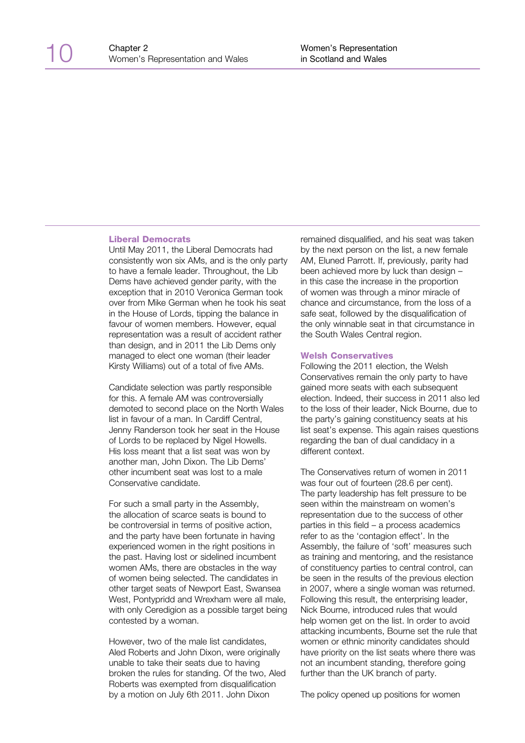### Liberal Democrats

Until May 2011, the Liberal Democrats had consistently won six AMs, and is the only party to have a female leader. Throughout, the Lib Dems have achieved gender parity, with the exception that in 2010 Veronica German took over from Mike German when he took his seat in the House of Lords, tipping the balance in favour of women members. However, equal representation was a result of accident rather than design, and in 2011 the Lib Dems only managed to elect one woman (their leader Kirsty Williams) out of a total of five AMs.

Candidate selection was partly responsible for this. A female AM was controversially demoted to second place on the North Wales list in favour of a man. In Cardiff Central, Jenny Randerson took her seat in the House of Lords to be replaced by Nigel Howells. His loss meant that a list seat was won by another man, John Dixon. The Lib Dems' other incumbent seat was lost to a male Conservative candidate.

For such a small party in the Assembly, the allocation of scarce seats is bound to be controversial in terms of positive action, and the party have been fortunate in having experienced women in the right positions in the past. Having lost or sidelined incumbent women AMs, there are obstacles in the way of women being selected. The candidates in other target seats of Newport East, Swansea West, Pontypridd and Wrexham were all male, with only Ceredigion as a possible target being contested by a woman.

However, two of the male list candidates, Aled Roberts and John Dixon, were originally unable to take their seats due to having broken the rules for standing. Of the two, Aled Roberts was exempted from disqualification by a motion on July 6th 2011. John Dixon remained disqualified, and his seat was taken by the next person on the list, a new female AM, Eluned Parrott. If, previously, parity had been achieved more by luck than design – in this case the increase in the proportion of women was through a minor miracle of chance and circumstance, from the loss of a safe seat, followed by the disqualification of the only winnable seat in that circumstance in the South Wales Central region.

### Welsh Conservatives

Following the 2011 election, the Welsh Conservatives remain the only party to have gained more seats with each subsequent election. Indeed, their success in 2011 also led to the loss of their leader, Nick Bourne, due to the party's gaining constituency seats at his list seat's expense. This again raises questions regarding the ban of dual candidacy in a different context.

The Conservatives return of women in 2011 was four out of fourteen (28.6 per cent). The party leadership has felt pressure to be seen within the mainstream on women's representation due to the success of other parties in this field – a process academics refer to as the 'contagion effect'. In the Assembly, the failure of 'soft' measures such as training and mentoring, and the resistance of constituency parties to central control, can be seen in the results of the previous election in 2007, where a single woman was returned. Following this result, the enterprising leader, Nick Bourne, introduced rules that would help women get on the list. In order to avoid attacking incumbents, Bourne set the rule that women or ethnic minority candidates should have priority on the list seats where there was not an incumbent standing, therefore going further than the UK branch of party.

The policy opened up positions for women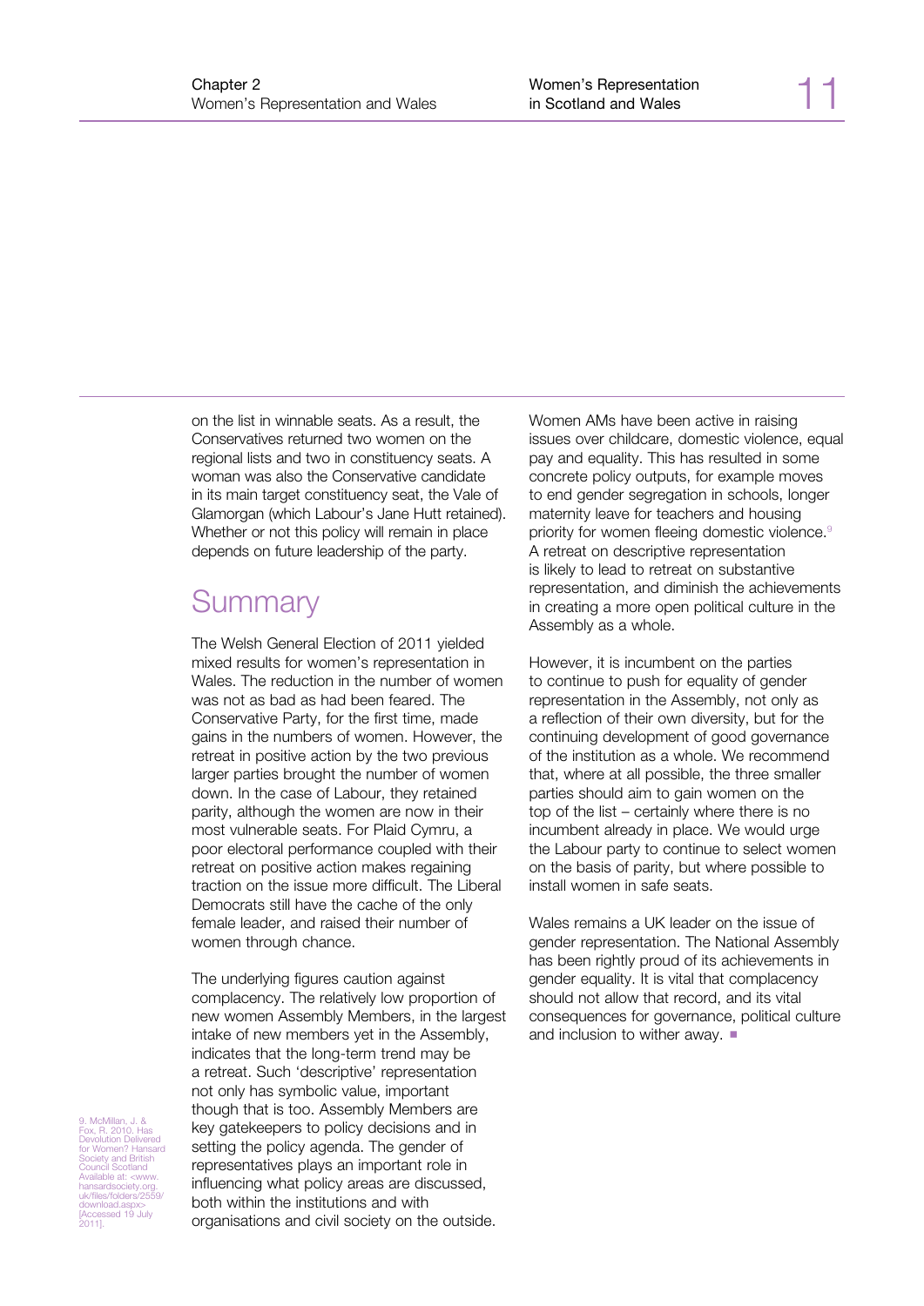on the list in winnable seats. As a result, the Conservatives returned two women on the regional lists and two in constituency seats. A woman was also the Conservative candidate in its main target constituency seat, the Vale of Glamorgan (which Labour's Jane Hutt retained). Whether or not this policy will remain in place depends on future leadership of the party.

## Summary

The Welsh General Election of 2011 yielded mixed results for women's representation in Wales. The reduction in the number of women was not as bad as had been feared. The Conservative Party, for the first time, made gains in the numbers of women. However, the retreat in positive action by the two previous larger parties brought the number of women down. In the case of Labour, they retained parity, although the women are now in their most vulnerable seats. For Plaid Cymru, a poor electoral performance coupled with their retreat on positive action makes regaining traction on the issue more difficult. The Liberal Democrats still have the cache of the only female leader, and raised their number of women through chance.

The underlying figures caution against complacency. The relatively low proportion of new women Assembly Members, in the largest intake of new members yet in the Assembly, indicates that the long-term trend may be a retreat. Such 'descriptive' representation not only has symbolic value, important though that is too. Assembly Members are key gatekeepers to policy decisions and in setting the policy agenda. The gender of representatives plays an important role in influencing what policy areas are discussed, both within the institutions and with organisations and civil society on the outside.

Women AMs have been active in raising issues over childcare, domestic violence, equal pay and equality. This has resulted in some concrete policy outputs, for example moves to end gender segregation in schools, longer maternity leave for teachers and housing priority for women fleeing domestic violence.[9] A retreat on descriptive representation is likely to lead to retreat on substantive representation, and diminish the achievements in creating a more open political culture in the Assembly as a whole.

However, it is incumbent on the parties to continue to push for equality of gender representation in the Assembly, not only as a reflection of their own diversity, but for the continuing development of good governance of the institution as a whole. We recommend that, where at all possible, the three smaller parties should aim to gain women on the top of the list – certainly where there is no incumbent already in place. We would urge the Labour party to continue to select women on the basis of parity, but where possible to install women in safe seats.

Wales remains a UK leader on the issue of gender representation. The National Assembly has been rightly proud of its achievements in gender equality. It is vital that complacency should not allow that record, and its vital consequences for governance, political culture and inclusion to wither away. ■

9. McMillan, J. & Fox, R. 2010. Has Devolution Delivered for Women? Hansard Society and British Council Scotland Available at: <www.hansardsociety.org.uk/files/folders/2559/download.aspx> [Accessed 19 July 2011].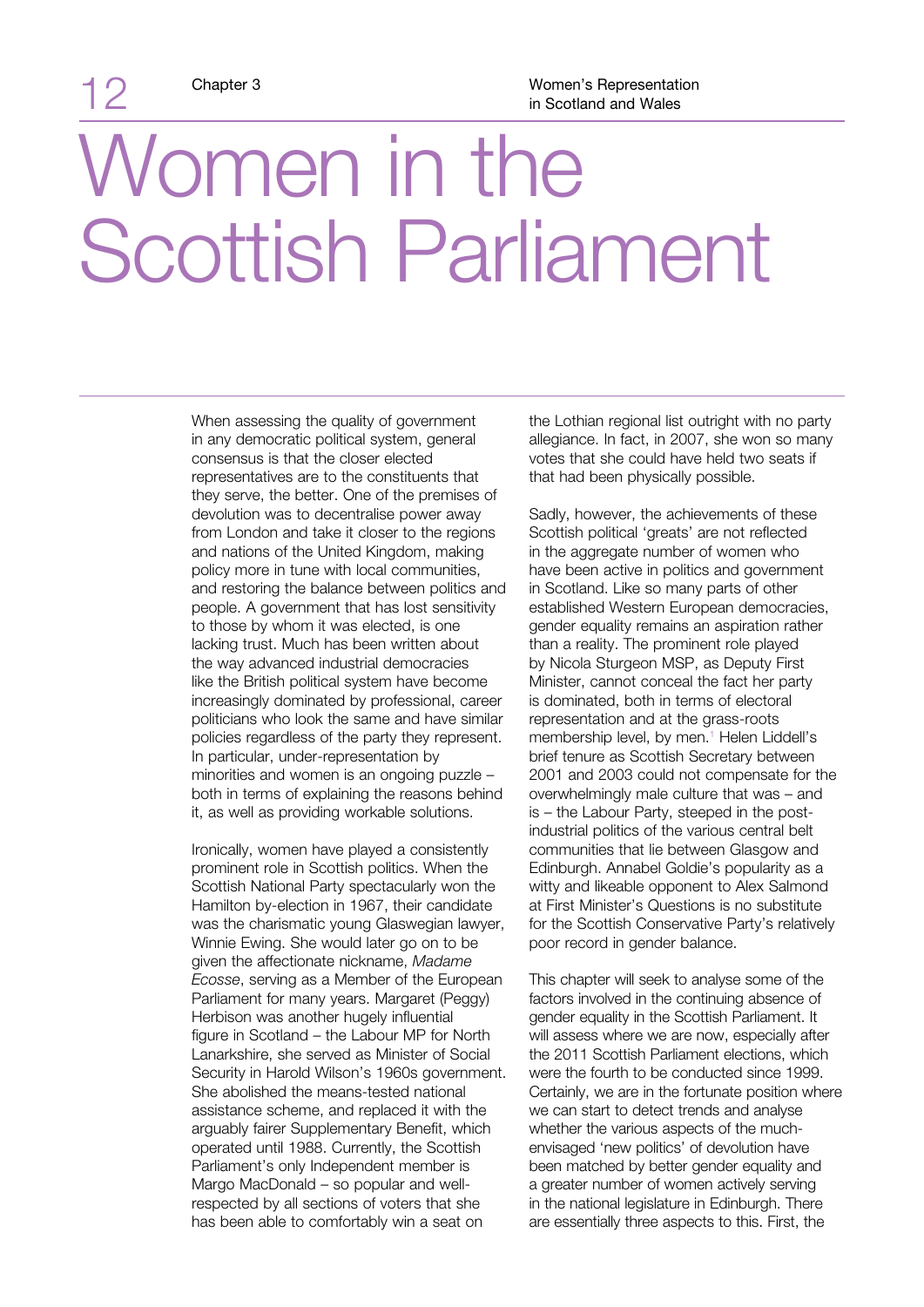# Women in the Scottish Parliament

When assessing the quality of government in any democratic political system, general consensus is that the closer elected representatives are to the constituents that they serve, the better. One of the premises of devolution was to decentralise power away from London and take it closer to the regions and nations of the United Kingdom, making policy more in tune with local communities, and restoring the balance between politics and people. A government that has lost sensitivity to those by whom it was elected, is one lacking trust. Much has been written about the way advanced industrial democracies like the British political system have become increasingly dominated by professional, career politicians who look the same and have similar policies regardless of the party they represent. In particular, under-representation by minorities and women is an ongoing puzzle – both in terms of explaining the reasons behind it, as well as providing workable solutions.

Ironically, women have played a consistently prominent role in Scottish politics. When the Scottish National Party spectacularly won the Hamilton by-election in 1967, their candidate was the charismatic young Glaswegian lawyer, Winnie Ewing. She would later go on to be given the affectionate nickname, *Madame Ecosse*, serving as a Member of the European Parliament for many years. Margaret (Peggy) Herbison was another hugely influential figure in Scotland – the Labour MP for North Lanarkshire, she served as Minister of Social Security in Harold Wilson's 1960s government. She abolished the means-tested national assistance scheme, and replaced it with the arguably fairer Supplementary Benefit, which operated until 1988. Currently, the Scottish Parliament's only Independent member is Margo MacDonald – so popular and well-respected by all sections of voters that she has been able to comfortably win a seat on the Lothian regional list outright with no party allegiance. In fact, in 2007, she won so many votes that she could have held two seats if that had been physically possible.

Sadly, however, the achievements of these Scottish political 'greats' are not reflected in the aggregate number of women who have been active in politics and government in Scotland. Like so many parts of other established Western European democracies, gender equality remains an aspiration rather than a reality. The prominent role played by Nicola Sturgeon MSP, as Deputy First Minister, cannot conceal the fact her party is dominated, both in terms of electoral representation and at the grass-roots membership level, by men.[1] Helen Liddell's brief tenure as Scottish Secretary between 2001 and 2003 could not compensate for the overwhelmingly male culture that was – and is – the Labour Party, steeped in the post-industrial politics of the various central belt communities that lie between Glasgow and Edinburgh. Annabel Goldie's popularity as a witty and likeable opponent to Alex Salmond at First Minister's Questions is no substitute for the Scottish Conservative Party's relatively poor record in gender balance.

This chapter will seek to analyse some of the factors involved in the continuing absence of gender equality in the Scottish Parliament. It will assess where we are now, especially after the 2011 Scottish Parliament elections, which were the fourth to be conducted since 1999. Certainly, we are in the fortunate position where we can start to detect trends and analyse whether the various aspects of the much-envisaged 'new politics' of devolution have been matched by better gender equality and a greater number of women actively serving in the national legislature in Edinburgh. There are essentially three aspects to this. First, the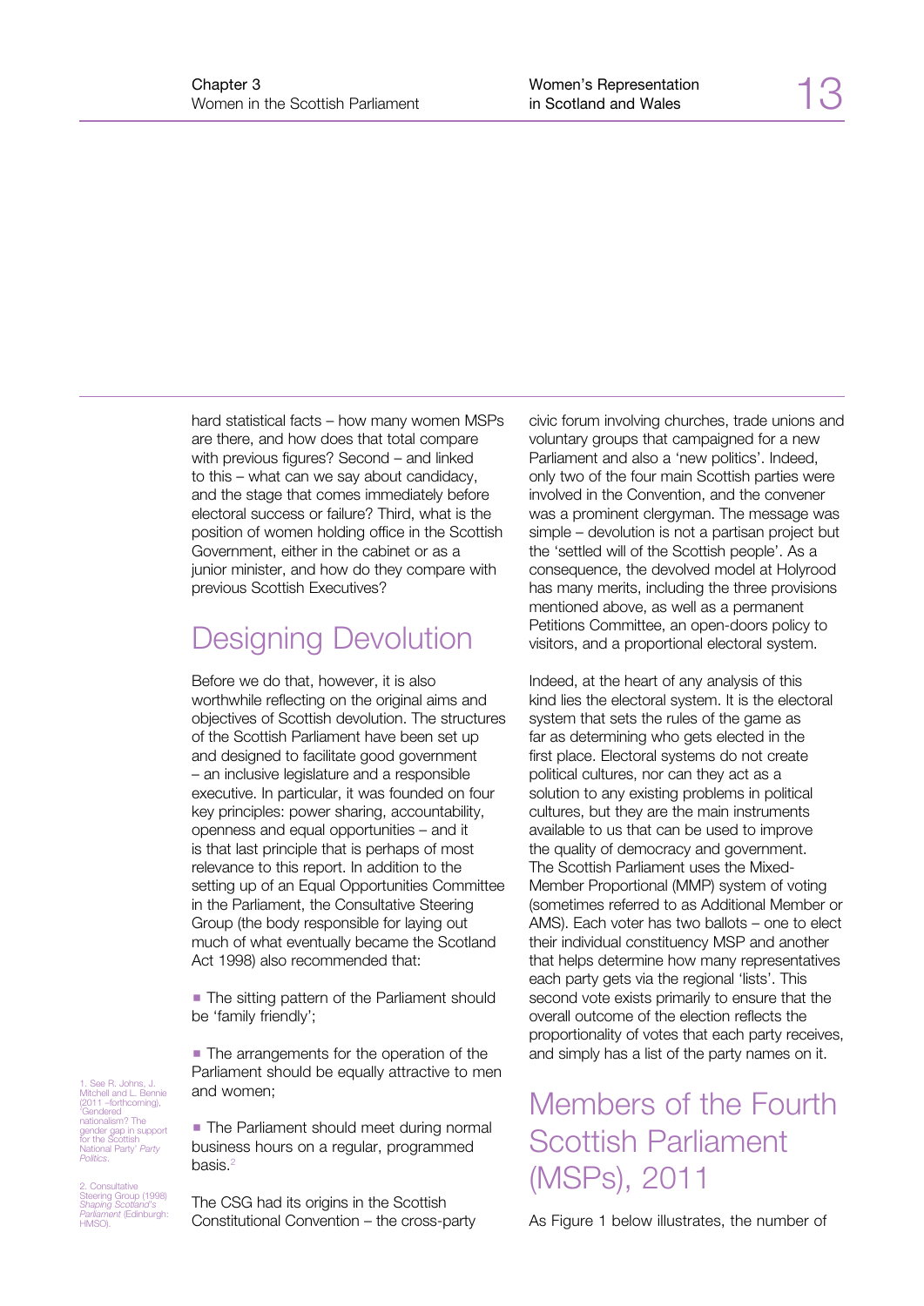hard statistical facts – how many women MSPs are there, and how does that total compare with previous figures? Second – and linked to this – what can we say about candidacy, and the stage that comes immediately before electoral success or failure? Third, what is the position of women holding office in the Scottish Government, either in the cabinet or as a junior minister, and how do they compare with previous Scottish Executives?

## Designing Devolution

Before we do that, however, it is also worthwhile reflecting on the original aims and objectives of Scottish devolution. The structures of the Scottish Parliament have been set up and designed to facilitate good government – an inclusive legislature and a responsible executive. In particular, it was founded on four key principles: power sharing, accountability, openness and equal opportunities – and it is that last principle that is perhaps of most relevance to this report. In addition to the setting up of an Equal Opportunities Committee in the Parliament, the Consultative Steering Group (the body responsible for laying out much of what eventually became the Scotland Act 1998) also recommended that:

- The sitting pattern of the Parliament should be 'family friendly';
- The arrangements for the operation of the Parliament should be equally attractive to men and women;
- The Parliament should meet during normal business hours on a regular, programmed basis.[2]

The CSG had its origins in the Scottish Constitutional Convention – the cross-party civic forum involving churches, trade unions and voluntary groups that campaigned for a new Parliament and also a 'new politics'. Indeed, only two of the four main Scottish parties were involved in the Convention, and the convener was a prominent clergyman. The message was simple – devolution is not a partisan project but the 'settled will of the Scottish people'. As a consequence, the devolved model at Holyrood has many merits, including the three provisions mentioned above, as well as a permanent Petitions Committee, an open-doors policy to visitors, and a proportional electoral system.

Indeed, at the heart of any analysis of this kind lies the electoral system. It is the electoral system that sets the rules of the game as far as determining who gets elected in the first place. Electoral systems do not create political cultures, nor can they act as a solution to any existing problems in political cultures, but they are the main instruments available to us that can be used to improve the quality of democracy and government. The Scottish Parliament uses the Mixed-Member Proportional (MMP) system of voting (sometimes referred to as Additional Member or AMS). Each voter has two ballots – one to elect their individual constituency MSP and another that helps determine how many representatives each party gets via the regional 'lists'. This second vote exists primarily to ensure that the overall outcome of the election reflects the proportionality of votes that each party receives, and simply has a list of the party names on it.

## Members of the Fourth Scottish Parliament (MSPs), 2011

As Figure 1 below illustrates, the number of

1. See R. Johns, J. Mitchell and L. Bennie (2011 –forthcoming), 'Gendered nationalism? The gender gap in support for the Scottish National Party' *Party Politics*.

2. Consultative Steering Group (1998) *Shaping Scotland's Parliament* (Edinburgh: HMSO).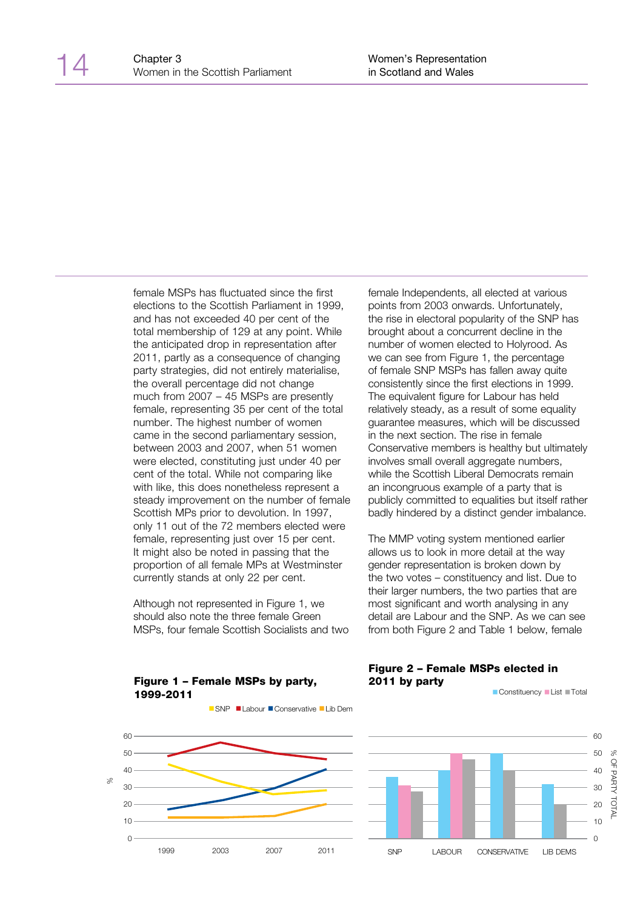female MSPs has fluctuated since the first elections to the Scottish Parliament in 1999, and has not exceeded 40 per cent of the total membership of 129 at any point. While the anticipated drop in representation after 2011, partly as a consequence of changing party strategies, did not entirely materialise, the overall percentage did not change much from 2007 – 45 MSPs are presently female, representing 35 per cent of the total number. The highest number of women came in the second parliamentary session, between 2003 and 2007, when 51 women were elected, constituting just under 40 per cent of the total. While not comparing like with like, this does nonetheless represent a steady improvement on the number of female Scottish MPs prior to devolution. In 1997, only 11 out of the 72 members elected were female, representing just over 15 per cent. It might also be noted in passing that the proportion of all female MPs at Westminster currently stands at only 22 per cent.

Although not represented in Figure 1, we should also note the three female Green MSPs, four female Scottish Socialists and two female Independents, all elected at various points from 2003 onwards. Unfortunately, the rise in electoral popularity of the SNP has brought about a concurrent decline in the number of women elected to Holyrood. As we can see from Figure 1, the percentage of female SNP MSPs has fallen away quite consistently since the first elections in 1999. The equivalent figure for Labour has held relatively steady, as a result of some equality guarantee measures, which will be discussed in the next section. The rise in female Conservative members is healthy but ultimately involves small overall aggregate numbers, while the Scottish Liberal Democrats remain an incongruous example of a party that is publicly committed to equalities but itself rather badly hindered by a distinct gender imbalance.

The MMP voting system mentioned earlier allows us to look in more detail at the way gender representation is broken down by the two votes – constituency and list. Due to their larger numbers, the two parties that are most significant and worth analysing in any detail are Labour and the SNP. As we can see from both Figure 2 and Table 1 below, female

**Figure 1 – Female MSPs by party, 1999-2011**

**Figure 2 – Female MSPs elected in 2011 by party**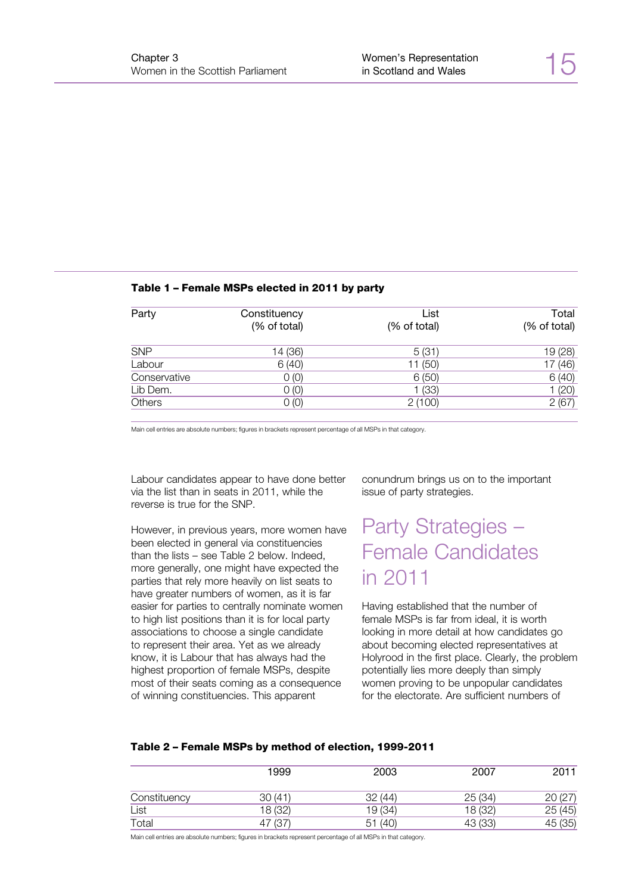**Table 1 – Female MSPs elected in 2011 by party**

| Party | Constituency (% of total) | List (% of total) | Total (% of total) |
|---|---|---|---|
| SNP | 14 (36) | 5 (31) | 19 (28) |
| Labour | 6 (40) | 11 (50) | 17 (46) |
| Conservative | 0 (0) | 6 (50) | 6 (40) |
| Lib Dem. | 0 (0) | 1 (33) | 1 (20) |
| Others | 0 (0) | 2 (100) | 2 (67) |

Main cell entries are absolute numbers; figures in brackets represent percentage of all MSPs in that category.

Labour candidates appear to have done better via the list than in seats in 2011, while the reverse is true for the SNP.

However, in previous years, more women have been elected in general via constituencies than the lists – see Table 2 below. Indeed, more generally, one might have expected the parties that rely more heavily on list seats to have greater numbers of women, as it is far easier for parties to centrally nominate women to high list positions than it is for local party associations to choose a single candidate to represent their area. Yet as we already know, it is Labour that has always had the highest proportion of female MSPs, despite most of their seats coming as a consequence of winning constituencies. This apparent conundrum brings us on to the important issue of party strategies.

## Party Strategies – Female Candidates in 2011

Having established that the number of female MSPs is far from ideal, it is worth looking in more detail at how candidates go about becoming elected representatives at Holyrood in the first place. Clearly, the problem potentially lies more deeply than simply women proving to be unpopular candidates for the electorate. Are sufficient numbers of

**Table 2 – Female MSPs by method of election, 1999-2011**

| | 1999 | 2003 | 2007 | 2011 |
|---|---|---|---|---|
| Constituency | 30 (41) | 32 (44) | 25 (34) | 20 (27) |
| List | 18 (32) | 19 (34) | 18 (32) | 25 (45) |
| Total | 47 (37) | 51 (40) | 43 (33) | 45 (35) |

Main cell entries are absolute numbers; figures in brackets represent percentage of all MSPs in that category.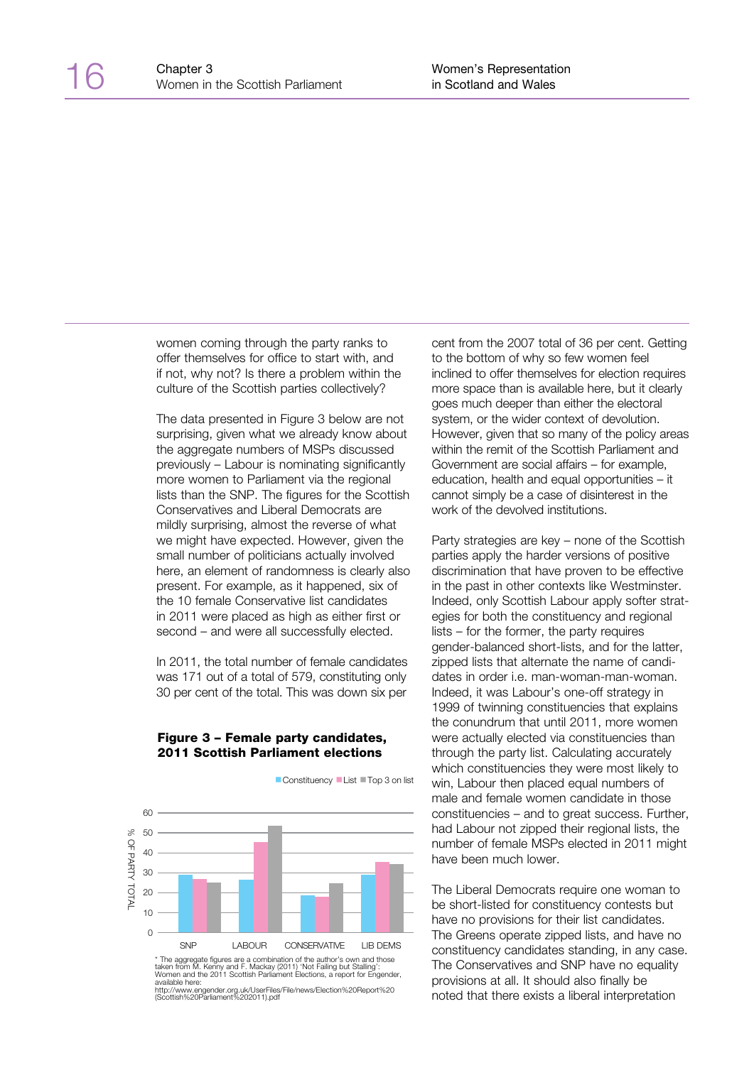women coming through the party ranks to offer themselves for office to start with, and if not, why not? Is there a problem within the culture of the Scottish parties collectively?

The data presented in Figure 3 below are not surprising, given what we already know about the aggregate numbers of MSPs discussed previously – Labour is nominating significantly more women to Parliament via the regional lists than the SNP. The figures for the Scottish Conservatives and Liberal Democrats are mildly surprising, almost the reverse of what we might have expected. However, given the small number of politicians actually involved here, an element of randomness is clearly also present. For example, as it happened, six of the 10 female Conservative list candidates in 2011 were placed as high as either first or second – and were all successfully elected.

In 2011, the total number of female candidates was 171 out of a total of 579, constituting only 30 per cent of the total. This was down six per cent from the 2007 total of 36 per cent. Getting to the bottom of why so few women feel inclined to offer themselves for election requires more space than is available here, but it clearly goes much deeper than either the electoral system, or the wider context of devolution. However, given that so many of the policy areas within the remit of the Scottish Parliament and Government are social affairs – for example, education, health and equal opportunities – it cannot simply be a case of disinterest in the work of the devolved institutions.

**Figure 3 – Female party candidates, 2011 Scottish Parliament elections**

| % of party total | Constituency | List | Top 3 on list |
|---|---|---|---|
| SNP | 29 | 27 | 25 |
| LABOUR | 27 | 45 | 53 |
| CONSERVATIVE | 19 | 18 | 25 |
| LIB DEMS | 29 | 36 | 35 |

\* The aggregate figures are a combination of the author's own and those taken from M. Kenny and F. Mackay (2011) 'Not Failing but Stalling': Women and the 2011 Scottish Parliament Elections, a report for Engender, available here: http://www.engender.org.uk/UserFiles/File/news/Election%20Report%20(Scottish%20Parliament%202011).pdf

Party strategies are key – none of the Scottish parties apply the harder versions of positive discrimination that have proven to be effective in the past in other contexts like Westminster. Indeed, only Scottish Labour apply softer strategies for both the constituency and regional lists – for the former, the party requires gender-balanced short-lists, and for the latter, zipped lists that alternate the name of candidates in order i.e. man-woman-man-woman. Indeed, it was Labour's one-off strategy in 1999 of twinning constituencies that explains the conundrum that until 2011, more women were actually elected via constituencies than through the party list. Calculating accurately which constituencies they were most likely to win, Labour then placed equal numbers of male and female women candidate in those constituencies – and to great success. Further, had Labour not zipped their regional lists, the number of female MSPs elected in 2011 might have been much lower.

The Liberal Democrats require one woman to be short-listed for constituency contests but have no provisions for their list candidates. The Greens operate zipped lists, and have no constituency candidates standing, in any case. The Conservatives and SNP have no equality provisions at all. It should also finally be noted that there exists a liberal interpretation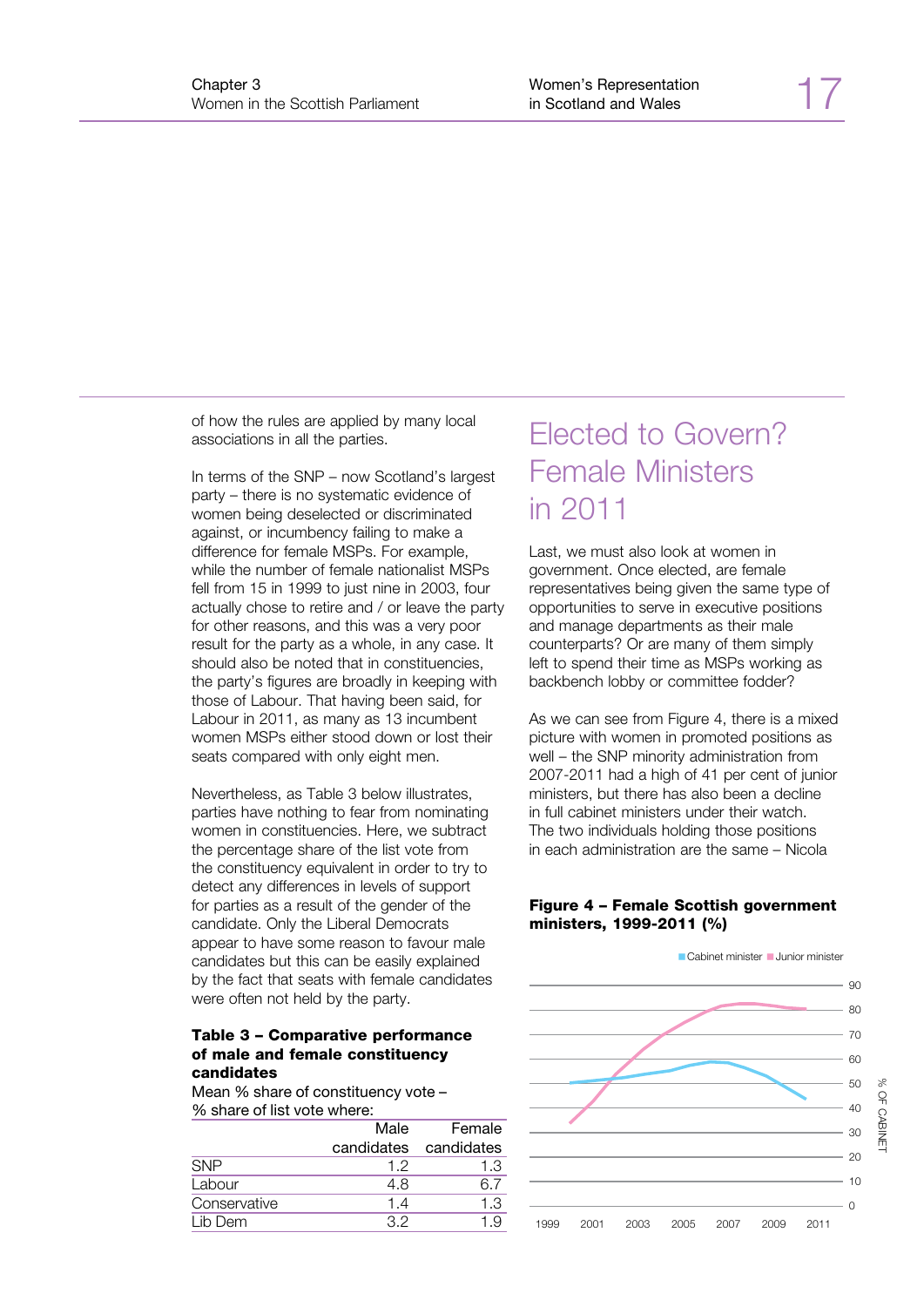of how the rules are applied by many local associations in all the parties.

In terms of the SNP – now Scotland's largest party – there is no systematic evidence of women being deselected or discriminated against, or incumbency failing to make a difference for female MSPs. For example, while the number of female nationalist MSPs fell from 15 in 1999 to just nine in 2003, four actually chose to retire and / or leave the party for other reasons, and this was a very poor result for the party as a whole, in any case. It should also be noted that in constituencies, the party's figures are broadly in keeping with those of Labour. That having been said, for Labour in 2011, as many as 13 incumbent women MSPs either stood down or lost their seats compared with only eight men.

Nevertheless, as Table 3 below illustrates, parties have nothing to fear from nominating women in constituencies. Here, we subtract the percentage share of the list vote from the constituency equivalent in order to try to detect any differences in levels of support for parties as a result of the gender of the candidate. Only the Liberal Democrats appear to have some reason to favour male candidates but this can be easily explained by the fact that seats with female candidates were often not held by the party.

**Table 3 – Comparative performance of male and female constituency candidates**

Mean % share of constituency vote – % share of list vote where:

| | Male candidates | Female candidates |
|---|---|---|
| SNP | 1.2 | 1.3 |
| Labour | 4.8 | 6.7 |
| Conservative | 1.4 | 1.3 |
| Lib Dem | 3.2 | 1.9 |

# Elected to Govern? Female Ministers in 2011

Last, we must also look at women in government. Once elected, are female representatives being given the same type of opportunities to serve in executive positions and manage departments as their male counterparts? Or are many of them simply left to spend their time as MSPs working as backbench lobby or committee fodder?

As we can see from Figure 4, there is a mixed picture with women in promoted positions as well – the SNP minority administration from 2007-2011 had a high of 41 per cent of junior ministers, but there has also been a decline in full cabinet ministers under their watch. The two individuals holding those positions in each administration are the same – Nicola

**Figure 4 – Female Scottish government ministers, 1999-2011 (%)**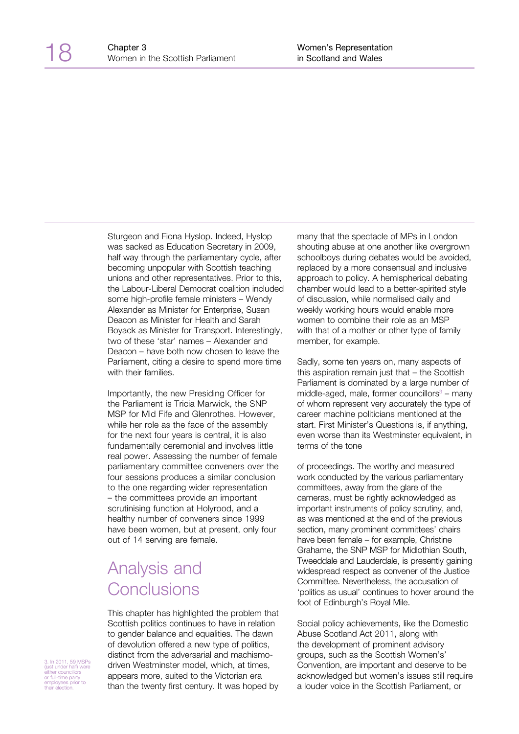Sturgeon and Fiona Hyslop. Indeed, Hyslop was sacked as Education Secretary in 2009, half way through the parliamentary cycle, after becoming unpopular with Scottish teaching unions and other representatives. Prior to this, the Labour-Liberal Democrat coalition included some high-profile female ministers – Wendy Alexander as Minister for Enterprise, Susan Deacon as Minister for Health and Sarah Boyack as Minister for Transport. Interestingly, two of these 'star' names – Alexander and Deacon – have both now chosen to leave the Parliament, citing a desire to spend more time with their families.

Importantly, the new Presiding Officer for the Parliament is Tricia Marwick, the SNP MSP for Mid Fife and Glenrothes. However, while her role as the face of the assembly for the next four years is central, it is also fundamentally ceremonial and involves little real power. Assessing the number of female parliamentary committee conveners over the four sessions produces a similar conclusion to the one regarding wider representation – the committees provide an important scrutinising function at Holyrood, and a healthy number of conveners since 1999 have been women, but at present, only four out of 14 serving are female.

## Analysis and Conclusions

This chapter has highlighted the problem that Scottish politics continues to have in relation to gender balance and equalities. The dawn of devolution offered a new type of politics, distinct from the adversarial and machismo-driven Westminster model, which, at times, appears more, suited to the Victorian era than the twenty first century. It was hoped by many that the spectacle of MPs in London shouting abuse at one another like overgrown schoolboys during debates would be avoided, replaced by a more consensual and inclusive approach to policy. A hemispherical debating chamber would lead to a better-spirited style of discussion, while normalised daily and weekly working hours would enable more women to combine their role as an MSP with that of a mother or other type of family member, for example.

Sadly, some ten years on, many aspects of this aspiration remain just that – the Scottish Parliament is dominated by a large number of middle-aged, male, former councillors[3] – many of whom represent very accurately the type of career machine politicians mentioned at the start. First Minister's Questions is, if anything, even worse than its Westminster equivalent, in terms of the tone of proceedings. The worthy and measured work conducted by the various parliamentary committees, away from the glare of the cameras, must be rightly acknowledged as important instruments of policy scrutiny, and, as was mentioned at the end of the previous section, many prominent committees' chairs have been female – for example, Christine Grahame, the SNP MSP for Midlothian South, Tweeddale and Lauderdale, is presently gaining widespread respect as convener of the Justice Committee. Nevertheless, the accusation of 'politics as usual' continues to hover around the foot of Edinburgh's Royal Mile.

Social policy achievements, like the Domestic Abuse Scotland Act 2011, along with the development of prominent advisory groups, such as the Scottish Women's' Convention, are important and deserve to be acknowledged but women's issues still require a louder voice in the Scottish Parliament, or

3. In 2011, 59 MSPs (just under half) were either councillors or full-time party employees prior to their election.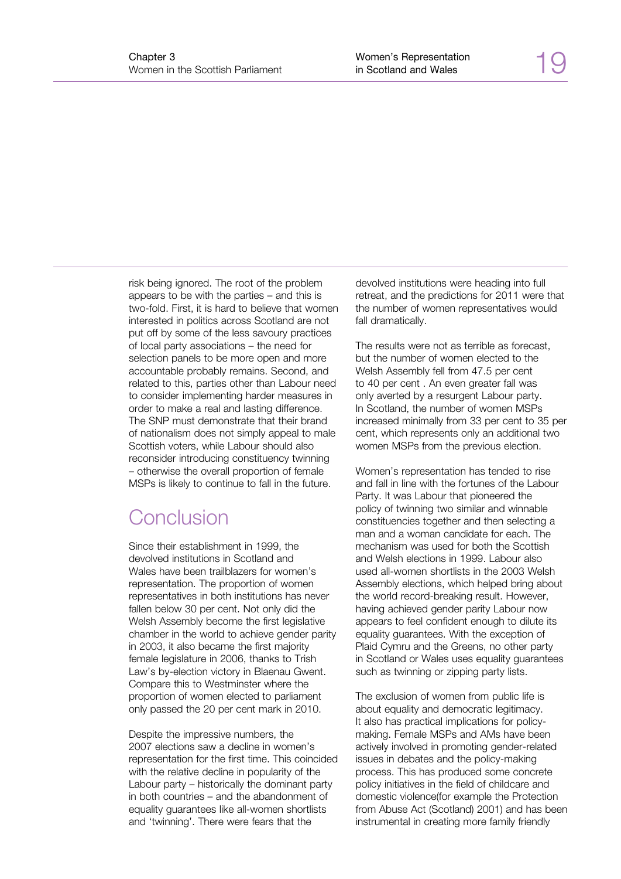risk being ignored. The root of the problem appears to be with the parties – and this is two-fold. First, it is hard to believe that women interested in politics across Scotland are not put off by some of the less savoury practices of local party associations – the need for selection panels to be more open and more accountable probably remains. Second, and related to this, parties other than Labour need to consider implementing harder measures in order to make a real and lasting difference. The SNP must demonstrate that their brand of nationalism does not simply appeal to male Scottish voters, while Labour should also reconsider introducing constituency twinning – otherwise the overall proportion of female MSPs is likely to continue to fall in the future.

## Conclusion

Since their establishment in 1999, the devolved institutions in Scotland and Wales have been trailblazers for women's representation. The proportion of women representatives in both institutions has never fallen below 30 per cent. Not only did the Welsh Assembly become the first legislative chamber in the world to achieve gender parity in 2003, it also became the first majority female legislature in 2006, thanks to Trish Law's by-election victory in Blaenau Gwent. Compare this to Westminster where the proportion of women elected to parliament only passed the 20 per cent mark in 2010.

Despite the impressive numbers, the 2007 elections saw a decline in women's representation for the first time. This coincided with the relative decline in popularity of the Labour party – historically the dominant party in both countries – and the abandonment of equality guarantees like all-women shortlists and 'twinning'. There were fears that the devolved institutions were heading into full retreat, and the predictions for 2011 were that the number of women representatives would fall dramatically.

The results were not as terrible as forecast, but the number of women elected to the Welsh Assembly fell from 47.5 per cent to 40 per cent . An even greater fall was only averted by a resurgent Labour party. In Scotland, the number of women MSPs increased minimally from 33 per cent to 35 per cent, which represents only an additional two women MSPs from the previous election.

Women's representation has tended to rise and fall in line with the fortunes of the Labour Party. It was Labour that pioneered the policy of twinning two similar and winnable constituencies together and then selecting a man and a woman candidate for each. The mechanism was used for both the Scottish and Welsh elections in 1999. Labour also used all-women shortlists in the 2003 Welsh Assembly elections, which helped bring about the world record-breaking result. However, having achieved gender parity Labour now appears to feel confident enough to dilute its equality guarantees. With the exception of Plaid Cymru and the Greens, no other party in Scotland or Wales uses equality guarantees such as twinning or zipping party lists.

The exclusion of women from public life is about equality and democratic legitimacy. It also has practical implications for policy-making. Female MSPs and AMs have been actively involved in promoting gender-related issues in debates and the policy-making process. This has produced some concrete policy initiatives in the field of childcare and domestic violence(for example the Protection from Abuse Act (Scotland) 2001) and has been instrumental in creating more family friendly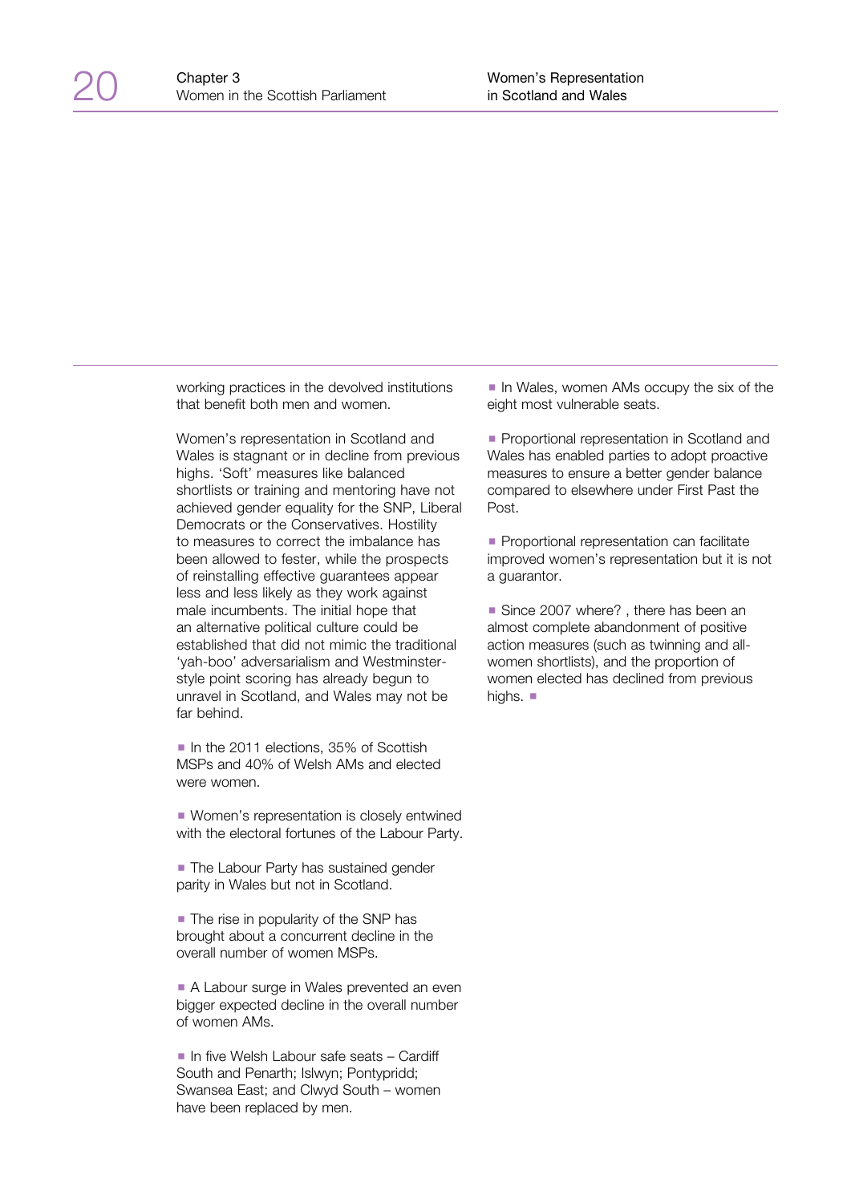working practices in the devolved institutions that benefit both men and women.

Women's representation in Scotland and Wales is stagnant or in decline from previous highs. 'Soft' measures like balanced shortlists or training and mentoring have not achieved gender equality for the SNP, Liberal Democrats or the Conservatives. Hostility to measures to correct the imbalance has been allowed to fester, while the prospects of reinstalling effective guarantees appear less and less likely as they work against male incumbents. The initial hope that an alternative political culture could be established that did not mimic the traditional 'yah-boo' adversarialism and Westminster-style point scoring has already begun to unravel in Scotland, and Wales may not be far behind.

- In the 2011 elections, 35% of Scottish MSPs and 40% of Welsh AMs and elected were women.
- Women's representation is closely entwined with the electoral fortunes of the Labour Party.
- The Labour Party has sustained gender parity in Wales but not in Scotland.
- The rise in popularity of the SNP has brought about a concurrent decline in the overall number of women MSPs.
- A Labour surge in Wales prevented an even bigger expected decline in the overall number of women AMs.
- In five Welsh Labour safe seats – Cardiff South and Penarth; Islwyn; Pontypridd; Swansea East; and Clwyd South – women have been replaced by men.
- In Wales, women AMs occupy the six of the eight most vulnerable seats.
- Proportional representation in Scotland and Wales has enabled parties to adopt proactive measures to ensure a better gender balance compared to elsewhere under First Past the Post.
- Proportional representation can facilitate improved women's representation but it is not a guarantor.
- Since 2007 where? , there has been an almost complete abandonment of positive action measures (such as twinning and all-women shortlists), and the proportion of women elected has declined from previous highs.